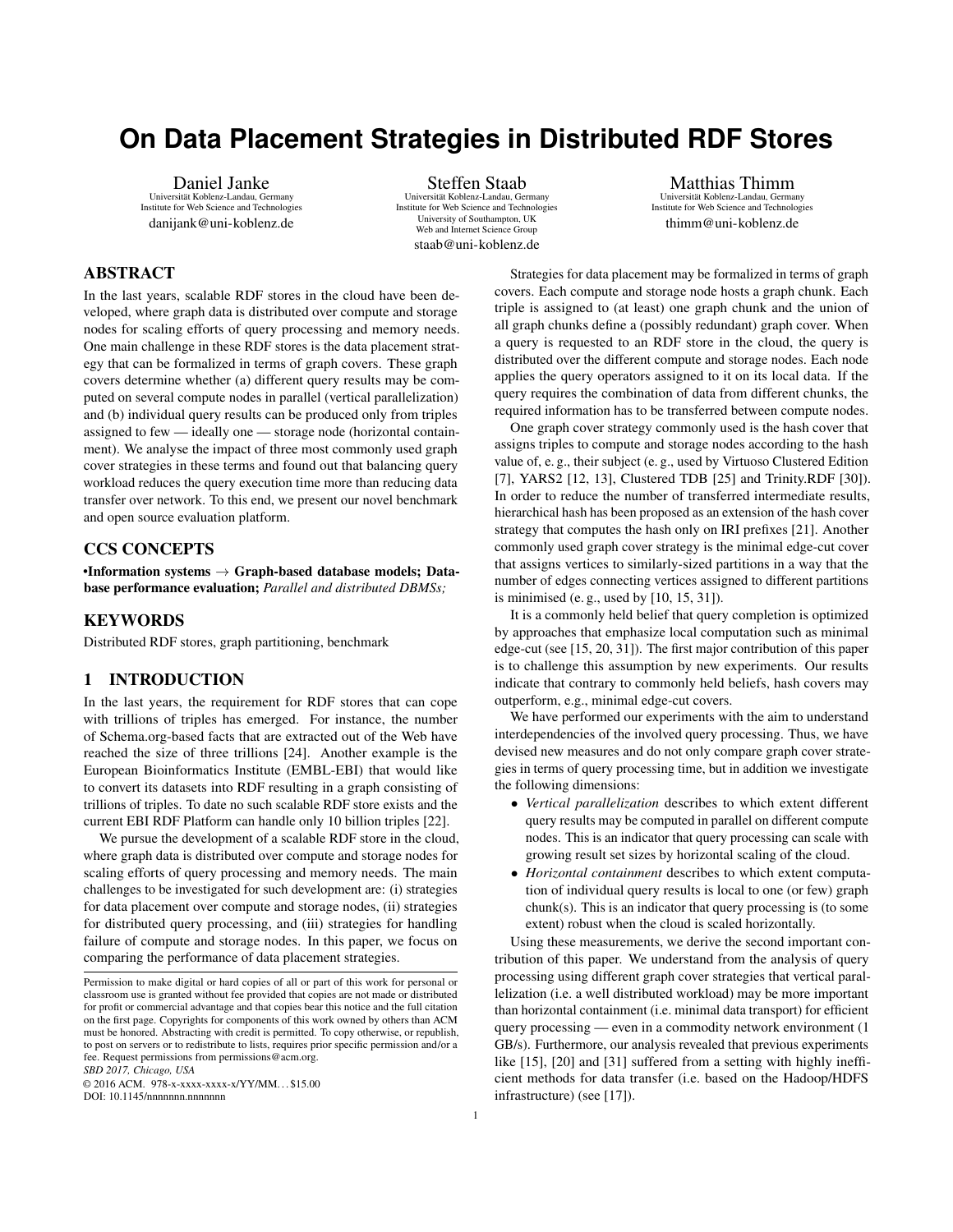# On Data Placement Strategies in Distributed RDF Stores

Daniel Janke
Universität Koblenz-Landau, Germany
Institute for Web Science and Technologies
danijank@uni-koblenz.de

Steffen Staab
Universität Koblenz-Landau, Germany
Institute for Web Science and Technologies
University of Southampton, UK
Web and Internet Science Group
staab@uni-koblenz.de

Matthias Thimm
Universität Koblenz-Landau, Germany
Institute for Web Science and Technologies
thimm@uni-koblenz.de

## ABSTRACT

In the last years, scalable RDF stores in the cloud have been developed, where graph data is distributed over compute and storage nodes for scaling efforts of query processing and memory needs. One main challenge in these RDF stores is the data placement strategy that can be formalized in terms of graph covers. These graph covers determine whether (a) different query results may be computed on several compute nodes in parallel (vertical parallelization) and (b) individual query results can be produced only from triples assigned to few — ideally one — storage node (horizontal containment). We analyse the impact of three most commonly used graph cover strategies in these terms and found out that balancing query workload reduces the query execution time more than reducing data transfer over network. To this end, we present our novel benchmark and open source evaluation platform.

## CCS CONCEPTS

•**Information systems** → **Graph-based database models; Database performance evaluation;** *Parallel and distributed DBMSs;*

## KEYWORDS

Distributed RDF stores, graph partitioning, benchmark

## 1 INTRODUCTION

In the last years, the requirement for RDF stores that can cope with trillions of triples has emerged. For instance, the number of Schema.org-based facts that are extracted out of the Web have reached the size of three trillions [24]. Another example is the European Bioinformatics Institute (EMBL-EBI) that would like to convert its datasets into RDF resulting in a graph consisting of trillions of triples. To date no such scalable RDF store exists and the current EBI RDF Platform can handle only 10 billion triples [22].

We pursue the development of a scalable RDF store in the cloud, where graph data is distributed over compute and storage nodes for scaling efforts of query processing and memory needs. The main challenges to be investigated for such development are: (i) strategies for data placement over compute and storage nodes, (ii) strategies for distributed query processing, and (iii) strategies for handling failure of compute and storage nodes. In this paper, we focus on comparing the performance of data placement strategies.

Permission to make digital or hard copies of all or part of this work for personal or classroom use is granted without fee provided that copies are not made or distributed for profit or commercial advantage and that copies bear this notice and the full citation on the first page. Copyrights for components of this work owned by others than ACM must be honored. Abstracting with credit is permitted. To copy otherwise, or republish, to post on servers or to redistribute to lists, requires prior specific permission and/or a fee. Request permissions from permissions@acm.org.
*SBD 2017, Chicago, USA*
© 2016 ACM. 978-x-xxxx-xxxx-x/YY/MM...$15.00
DOI: 10.1145/nnnnnnn.nnnnnnn

Strategies for data placement may be formalized in terms of graph covers. Each compute and storage node hosts a graph chunk. Each triple is assigned to (at least) one graph chunk and the union of all graph chunks define a (possibly redundant) graph cover. When a query is requested to an RDF store in the cloud, the query is distributed over the different compute and storage nodes. Each node applies the query operators assigned to it on its local data. If the query requires the combination of data from different chunks, the required information has to be transferred between compute nodes.

One graph cover strategy commonly used is the hash cover that assigns triples to compute and storage nodes according to the hash value of, e. g., their subject (e. g., used by Virtuoso Clustered Edition [7], YARS2 [12, 13], Clustered TDB [25] and Trinity.RDF [30]). In order to reduce the number of transferred intermediate results, hierarchical hash has been proposed as an extension of the hash cover strategy that computes the hash only on IRI prefixes [21]. Another commonly used graph cover strategy is the minimal edge-cut cover that assigns vertices to similarly-sized partitions in a way that the number of edges connecting vertices assigned to different partitions is minimised (e. g., used by [10, 15, 31]).

It is a commonly held belief that query completion is optimized by approaches that emphasize local computation such as minimal edge-cut (see [15, 20, 31]). The first major contribution of this paper is to challenge this assumption by new experiments. Our results indicate that contrary to commonly held beliefs, hash covers may outperform, e.g., minimal edge-cut covers.

We have performed our experiments with the aim to understand interdependencies of the involved query processing. Thus, we have devised new measures and do not only compare graph cover strategies in terms of query processing time, but in addition we investigate the following dimensions:

- *Vertical parallelization* describes to which extent different query results may be computed in parallel on different compute nodes. This is an indicator that query processing can scale with growing result set sizes by horizontal scaling of the cloud.
- *Horizontal containment* describes to which extent computation of individual query results is local to one (or few) graph chunk(s). This is an indicator that query processing is (to some extent) robust when the cloud is scaled horizontally.

Using these measurements, we derive the second important contribution of this paper. We understand from the analysis of query processing using different graph cover strategies that vertical parallelization (i.e. a well distributed workload) may be more important than horizontal containment (i.e. minimal data transport) for efficient query processing — even in a commodity network environment (1 GB/s). Furthermore, our analysis revealed that previous experiments like [15], [20] and [31] suffered from a setting with highly inefficient methods for data transfer (i.e. based on the Hadoop/HDFS infrastructure) (see [17]).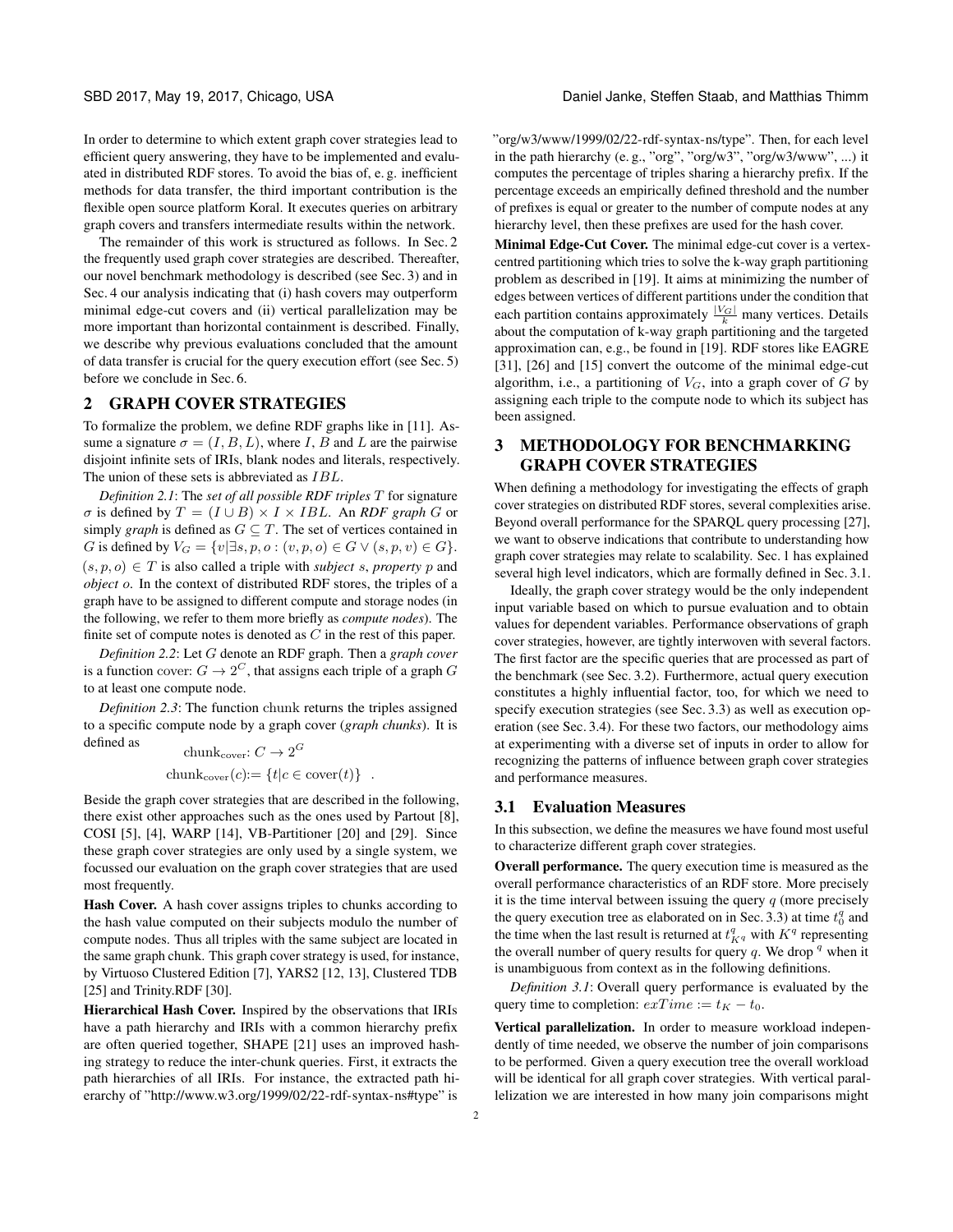In order to determine to which extent graph cover strategies lead to efficient query answering, they have to be implemented and evaluated in distributed RDF stores. To avoid the bias of, e. g. inefficient methods for data transfer, the third important contribution is the flexible open source platform Koral. It executes queries on arbitrary graph covers and transfers intermediate results within the network.

The remainder of this work is structured as follows. In Sec. 2 the frequently used graph cover strategies are described. Thereafter, our novel benchmark methodology is described (see Sec. 3) and in Sec. 4 our analysis indicating that (i) hash covers may outperform minimal edge-cut covers and (ii) vertical parallelization may be more important than horizontal containment is described. Finally, we describe why previous evaluations concluded that the amount of data transfer is crucial for the query execution effort (see Sec. 5) before we conclude in Sec. 6.

## 2 GRAPH COVER STRATEGIES

To formalize the problem, we define RDF graphs like in [11]. Assume a signature $\sigma = (I, B, L)$, where $I$, $B$ and $L$ are the pairwise disjoint infinite sets of IRIs, blank nodes and literals, respectively. The union of these sets is abbreviated as $IBL$.

*Definition 2.1*: The *set of all possible RDF triples* $T$ for signature $\sigma$ is defined by $T = (I \cup B) \times I \times IBL$. An *RDF graph* $G$ or simply *graph* is defined as $G \subseteq T$. The set of vertices contained in $G$ is defined by $V_G = \{v | \exists s, p, o : (v, p, o) \in G \vee (s, p, v) \in G\}$. $(s, p, o) \in T$ is also called a triple with *subject* $s$, *property* $p$ and *object* $o$. In the context of distributed RDF stores, the triples of a graph have to be assigned to different compute and storage nodes (in the following, we refer to them more briefly as *compute nodes*). The finite set of compute notes is denoted as $C$ in the rest of this paper.

*Definition 2.2*: Let $G$ denote an RDF graph. Then a *graph cover* is a function $\text{cover}: G \rightarrow 2^C$, that assigns each triple of a graph $G$ to at least one compute node.

*Definition 2.3*: The function chunk returns the triples assigned to a specific compute node by a graph cover (*graph chunks*). It is defined as

$$\text{chunk}_{\text{cover}}: C \rightarrow 2^G$$
$$\text{chunk}_{\text{cover}}(c) := \{t | c \in \text{cover}(t)\} \quad .$$

Beside the graph cover strategies that are described in the following, there exist other approaches such as the ones used by Partout [8], COSI [5], [4], WARP [14], VB-Partitioner [20] and [29]. Since these graph cover strategies are only used by a single system, we focussed our evaluation on the graph cover strategies that are used most frequently.

**Hash Cover.** A hash cover assigns triples to chunks according to the hash value computed on their subjects modulo the number of compute nodes. Thus all triples with the same subject are located in the same graph chunk. This graph cover strategy is used, for instance, by Virtuoso Clustered Edition [7], YARS2 [12, 13], Clustered TDB [25] and Trinity.RDF [30].

**Hierarchical Hash Cover.** Inspired by the observations that IRIs have a path hierarchy and IRIs with a common hierarchy prefix are often queried together, SHAPE [21] uses an improved hashing strategy to reduce the inter-chunk queries. First, it extracts the path hierarchies of all IRIs. For instance, the extracted path hierarchy of "http://www.w3.org/1999/02/22-rdf-syntax-ns#type" is "org/w3/www/1999/02/22-rdf-syntax-ns/type". Then, for each level in the path hierarchy (e. g., "org", "org/w3", "org/w3/www", ...) it computes the percentage of triples sharing a hierarchy prefix. If the percentage exceeds an empirically defined threshold and the number of prefixes is equal or greater to the number of compute nodes at any hierarchy level, then these prefixes are used for the hash cover.

**Minimal Edge-Cut Cover.** The minimal edge-cut cover is a vertex-centred partitioning which tries to solve the k-way graph partitioning problem as described in [19]. It aims at minimizing the number of edges between vertices of different partitions under the condition that each partition contains approximately $\frac{|V_G|}{k}$ many vertices. Details about the computation of k-way graph partitioning and the targeted approximation can, e.g., be found in [19]. RDF stores like EAGRE [31], [26] and [15] convert the outcome of the minimal edge-cut algorithm, i.e., a partitioning of $V_G$, into a graph cover of $G$ by assigning each triple to the compute node to which its subject has been assigned.

## 3 METHODOLOGY FOR BENCHMARKING GRAPH COVER STRATEGIES

When defining a methodology for investigating the effects of graph cover strategies on distributed RDF stores, several complexities arise. Beyond overall performance for the SPARQL query processing [27], we want to observe indications that contribute to understanding how graph cover strategies may relate to scalability. Sec. 1 has explained several high level indicators, which are formally defined in Sec. 3.1.

Ideally, the graph cover strategy would be the only independent input variable based on which to pursue evaluation and to obtain values for dependent variables. Performance observations of graph cover strategies, however, are tightly interwoven with several factors. The first factor are the specific queries that are processed as part of the benchmark (see Sec. 3.2). Furthermore, actual query execution constitutes a highly influential factor, too, for which we need to specify execution strategies (see Sec. 3.3) as well as execution operation (see Sec. 3.4). For these two factors, our methodology aims at experimenting with a diverse set of inputs in order to allow for recognizing the patterns of influence between graph cover strategies and performance measures.

### 3.1 Evaluation Measures

In this subsection, we define the measures we have found most useful to characterize different graph cover strategies.

**Overall performance.** The query execution time is measured as the overall performance characteristics of an RDF store. More precisely it is the time interval between issuing the query $q$ (more precisely the query execution tree as elaborated on in Sec. 3.3) at time $t_0^q$ and the time when the last result is returned at $t_{K^q}^q$ with $K^q$ representing the overall number of query results for query $q$. We drop $^q$ when it is unambiguous from context as in the following definitions.

*Definition 3.1*: Overall query performance is evaluated by the query time to completion: $exTime := t_K - t_0$.

**Vertical parallelization.** In order to measure workload independently of time needed, we observe the number of join comparisons to be performed. Given a query execution tree the overall workload will be identical for all graph cover strategies. With vertical parallelization we are interested in how many join comparisons might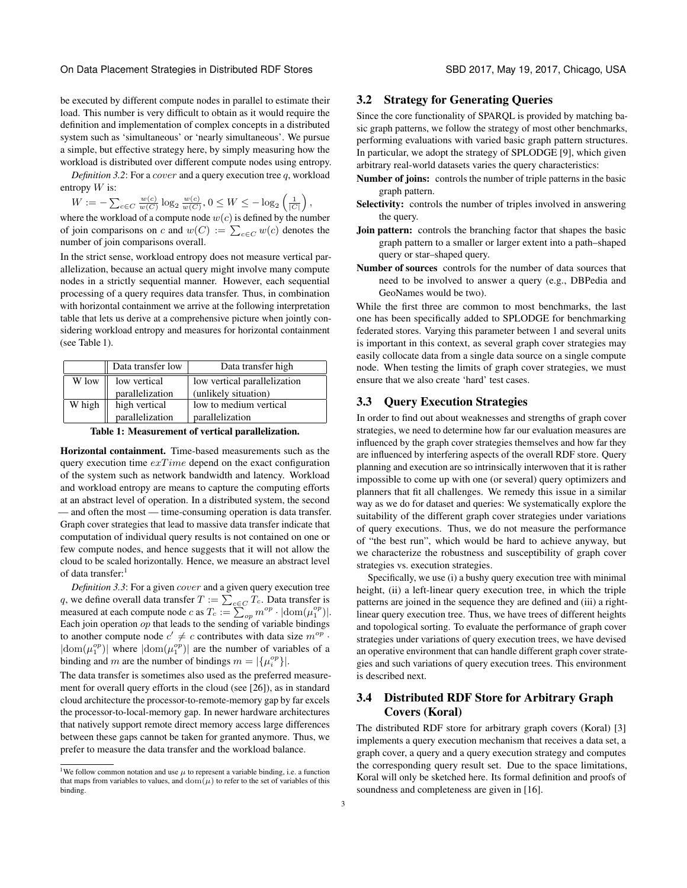be executed by different compute nodes in parallel to estimate their load. This number is very difficult to obtain as it would require the definition and implementation of complex concepts in a distributed system such as 'simultaneous' or 'nearly simultaneous'. We pursue a simple, but effective strategy here, by simply measuring how the workload is distributed over different compute nodes using entropy.

*Definition 3.2*: For a $cover$ and a query execution tree $q$, workload entropy $W$ is:

$$W := -\sum_{c \in C} \frac{w(c)}{w(C)} \log_2 \frac{w(c)}{w(C)}, 0 \leq W \leq -\log_2 \left(\frac{1}{|C|}\right),$$

where the workload of a compute node $w(c)$ is defined by the number of join comparisons on $c$ and $w(C) := \sum_{c \in C} w(c)$ denotes the number of join comparisons overall.

In the strict sense, workload entropy does not measure vertical parallelization, because an actual query might involve many compute nodes in a strictly sequential manner. However, each sequential processing of a query requires data transfer. Thus, in combination with horizontal containment we arrive at the following interpretation table that lets us derive at a comprehensive picture when jointly considering workload entropy and measures for horizontal containment (see Table 1).

| | Data transfer low | Data transfer high |
|---|---|---|
| W low | low vertical parallelization | low vertical parallelization (unlikely situation) |
| W high | high vertical parallelization | low to medium vertical parallelization |

**Table 1: Measurement of vertical parallelization.**

**Horizontal containment.** Time-based measurements such as the query execution time $exTime$ depend on the exact configuration of the system such as network bandwidth and latency. Workload and workload entropy are means to capture the computing efforts at an abstract level of operation. In a distributed system, the second — and often the most — time-consuming operation is data transfer. Graph cover strategies that lead to massive data transfer indicate that computation of individual query results is not contained on one or few compute nodes, and hence suggests that it will not allow the cloud to be scaled horizontally. Hence, we measure an abstract level of data transfer:[1]

*Definition 3.3*: For a given $cover$ and a given query execution tree $q$, we define overall data transfer $T := \sum_{c \in C} T_c$. Data transfer is measured at each compute node $c$ as $T_c := \sum_{op} m^{op} \cdot |\mathrm{dom}(\mu_1^{op})|$. Each join operation $op$ that leads to the sending of variable bindings to another compute node $c' \neq c$ contributes with data size $m^{op} \cdot |\mathrm{dom}(\mu_1^{op})|$ where $|\mathrm{dom}(\mu_1^{op})|$ are the number of variables of a binding and $m$ are the number of bindings $m = |\{\mu_i^{op}\}|$.

The data transfer is sometimes also used as the preferred measurement for overall query efforts in the cloud (see [26]), as in standard cloud architecture the processor-to-remote-memory gap by far excels the processor-to-local-memory gap. In newer hardware architectures that natively support remote direct memory access large differences between these gaps cannot be taken for granted anymore. Thus, we prefer to measure the data transfer and the workload balance.

[1] We follow common notation and use $\mu$ to represent a variable binding, i.e. a function that maps from variables to values, and $\mathrm{dom}(\mu)$ to refer to the set of variables of this binding.

## 3.2 Strategy for Generating Queries

Since the core functionality of SPARQL is provided by matching basic graph patterns, we follow the strategy of most other benchmarks, performing evaluations with varied basic graph pattern structures. In particular, we adopt the strategy of SPLODGE [9], which given arbitrary real-world datasets varies the query characteristics:

- **Number of joins:** controls the number of triple patterns in the basic graph pattern.
- **Selectivity:** controls the number of triples involved in answering the query.
- **Join pattern:** controls the branching factor that shapes the basic graph pattern to a smaller or larger extent into a path–shaped query or star–shaped query.
- **Number of sources** controls for the number of data sources that need to be involved to answer a query (e.g., DBPedia and GeoNames would be two).

While the first three are common to most benchmarks, the last one has been specifically added to SPLODGE for benchmarking federated stores. Varying this parameter between 1 and several units is important in this context, as several graph cover strategies may easily collocate data from a single data source on a single compute node. When testing the limits of graph cover strategies, we must ensure that we also create 'hard' test cases.

## 3.3 Query Execution Strategies

In order to find out about weaknesses and strengths of graph cover strategies, we need to determine how far our evaluation measures are influenced by the graph cover strategies themselves and how far they are influenced by interfering aspects of the overall RDF store. Query planning and execution are so intrinsically interwoven that it is rather impossible to come up with one (or several) query optimizers and planners that fit all challenges. We remedy this issue in a similar way as we do for dataset and queries: We systematically explore the suitability of the different graph cover strategies under variations of query executions. Thus, we do not measure the performance of "the best run", which would be hard to achieve anyway, but we characterize the robustness and susceptibility of graph cover strategies vs. execution strategies.

Specifically, we use (i) a bushy query execution tree with minimal height, (ii) a left-linear query execution tree, in which the triple patterns are joined in the sequence they are defined and (iii) a right-linear query execution tree. Thus, we have trees of different heights and topological sorting. To evaluate the performance of graph cover strategies under variations of query execution trees, we have devised an operative environment that can handle different graph cover strategies and such variations of query execution trees. This environment is described next.

## 3.4 Distributed RDF Store for Arbitrary Graph Covers (Koral)

The distributed RDF store for arbitrary graph covers (Koral) [3] implements a query execution mechanism that receives a data set, a graph cover, a query and a query execution strategy and computes the corresponding query result set. Due to the space limitations, Koral will only be sketched here. Its formal definition and proofs of soundness and completeness are given in [16].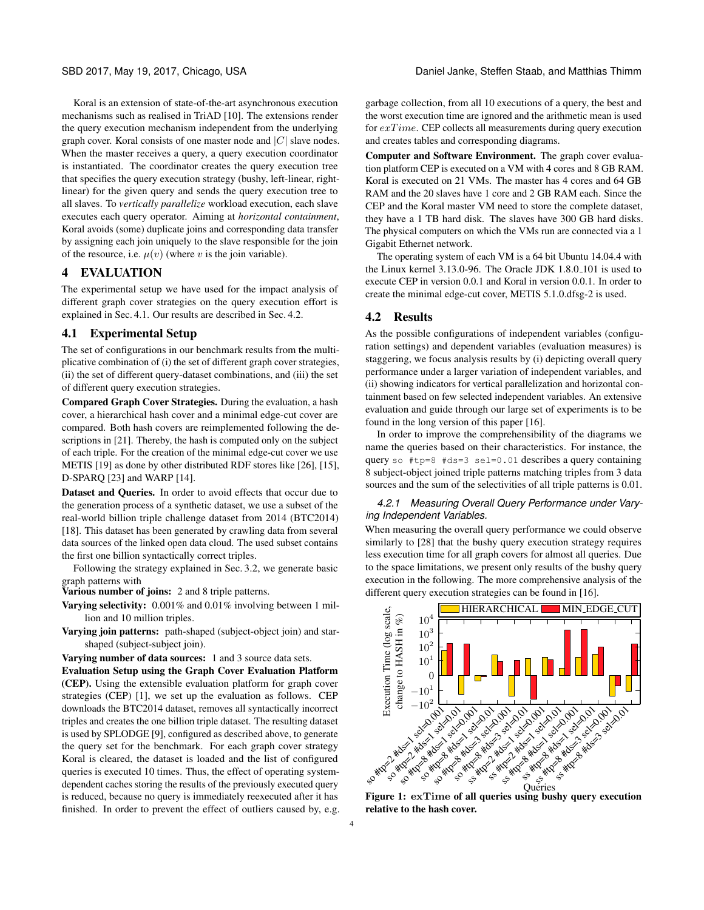Koral is an extension of state-of-the-art asynchronous execution mechanisms such as realised in TriAD [10]. The extensions render the query execution mechanism independent from the underlying graph cover. Koral consists of one master node and $|C|$ slave nodes. When the master receives a query, a query execution coordinator is instantiated. The coordinator creates the query execution tree that specifies the query execution strategy (bushy, left-linear, right-linear) for the given query and sends the query execution tree to all slaves. To *vertically parallelize* workload execution, each slave executes each query operator. Aiming at *horizontal containment*, Koral avoids (some) duplicate joins and corresponding data transfer by assigning each join uniquely to the slave responsible for the join of the resource, i.e. $\mu(v)$ (where $v$ is the join variable).

# 4 EVALUATION

The experimental setup we have used for the impact analysis of different graph cover strategies on the query execution effort is explained in Sec. 4.1. Our results are described in Sec. 4.2.

## 4.1 Experimental Setup

The set of configurations in our benchmark results from the multiplicative combination of (i) the set of different graph cover strategies, (ii) the set of different query-dataset combinations, and (iii) the set of different query execution strategies.

**Compared Graph Cover Strategies.** During the evaluation, a hash cover, a hierarchical hash cover and a minimal edge-cut cover are compared. Both hash covers are reimplemented following the descriptions in [21]. Thereby, the hash is computed only on the subject of each triple. For the creation of the minimal edge-cut cover we use METIS [19] as done by other distributed RDF stores like [26], [15], D-SPARQ [23] and WARP [14].

**Dataset and Queries.** In order to avoid effects that occur due to the generation process of a synthetic dataset, we use a subset of the real-world billion triple challenge dataset from 2014 (BTC2014) [18]. This dataset has been generated by crawling data from several data sources of the linked open data cloud. The used subset contains the first one billion syntactically correct triples.

Following the strategy explained in Sec. 3.2, we generate basic graph patterns with

**Various number of joins:** 2 and 8 triple patterns.

**Varying selectivity:** 0.001% and 0.01% involving between 1 million and 10 million triples.

**Varying join patterns:** path-shaped (subject-object join) and star-shaped (subject-subject join).

**Varying number of data sources:** 1 and 3 source data sets.

**Evaluation Setup using the Graph Cover Evaluation Platform (CEP).** Using the extensible evaluation platform for graph cover strategies (CEP) [1], we set up the evaluation as follows. CEP downloads the BTC2014 dataset, removes all syntactically incorrect triples and creates the one billion triple dataset. The resulting dataset is used by SPLODGE [9], configured as described above, to generate the query set for the benchmark. For each graph cover strategy Koral is cleared, the dataset is loaded and the list of configured queries is executed 10 times. Thus, the effect of operating system-dependent caches storing the results of the previously executed query is reduced, because no query is immediately reexecuted after it has finished. In order to prevent the effect of outliers caused by, e.g. garbage collection, from all 10 executions of a query, the best and the worst execution time are ignored and the arithmetic mean is used for $exTime$. CEP collects all measurements during query execution and creates tables and corresponding diagrams.

**Computer and Software Environment.** The graph cover evaluation platform CEP is executed on a VM with 4 cores and 8 GB RAM. Koral is executed on 21 VMs. The master has 4 cores and 64 GB RAM and the 20 slaves have 1 core and 2 GB RAM each. Since the CEP and the Koral master VM need to store the complete dataset, they have a 1 TB hard disk. The slaves have 300 GB hard disks. The physical computers on which the VMs run are connected via a 1 Gigabit Ethernet network.

The operating system of each VM is a 64 bit Ubuntu 14.04.4 with the Linux kernel 3.13.0-96. The Oracle JDK 1.8.0_101 is used to execute CEP in version 0.0.1 and Koral in version 0.0.1. In order to create the minimal edge-cut cover, METIS 5.1.0.dfsg-2 is used.

## 4.2 Results

As the possible configurations of independent variables (configuration settings) and dependent variables (evaluation measures) is staggering, we focus analysis results by (i) depicting overall query performance under a larger variation of independent variables, and (ii) showing indicators for vertical parallelization and horizontal containment based on few selected independent variables. An extensive evaluation and guide through our large set of experiments is to be found in the long version of this paper [16].

In order to improve the comprehensibility of the diagrams we name the queries based on their characteristics. For instance, the query `so #tp=8 #ds=3 sel=0.01` describes a query containing 8 subject-object joined triple patterns matching triples from 3 data sources and the sum of the selectivities of all triple patterns is 0.01.

### 4.2.1 Measuring Overall Query Performance under Varying Independent Variables.

When measuring the overall query performance we could observe similarly to [28] that the bushy query execution strategy requires less execution time for all graph covers for almost all queries. Due to the space limitations, we present only results of the bushy query execution in the following. The more comprehensive analysis of the different query execution strategies can be found in [16].

**Figure 1: exTime of all queries using bushy query execution relative to the hash cover.**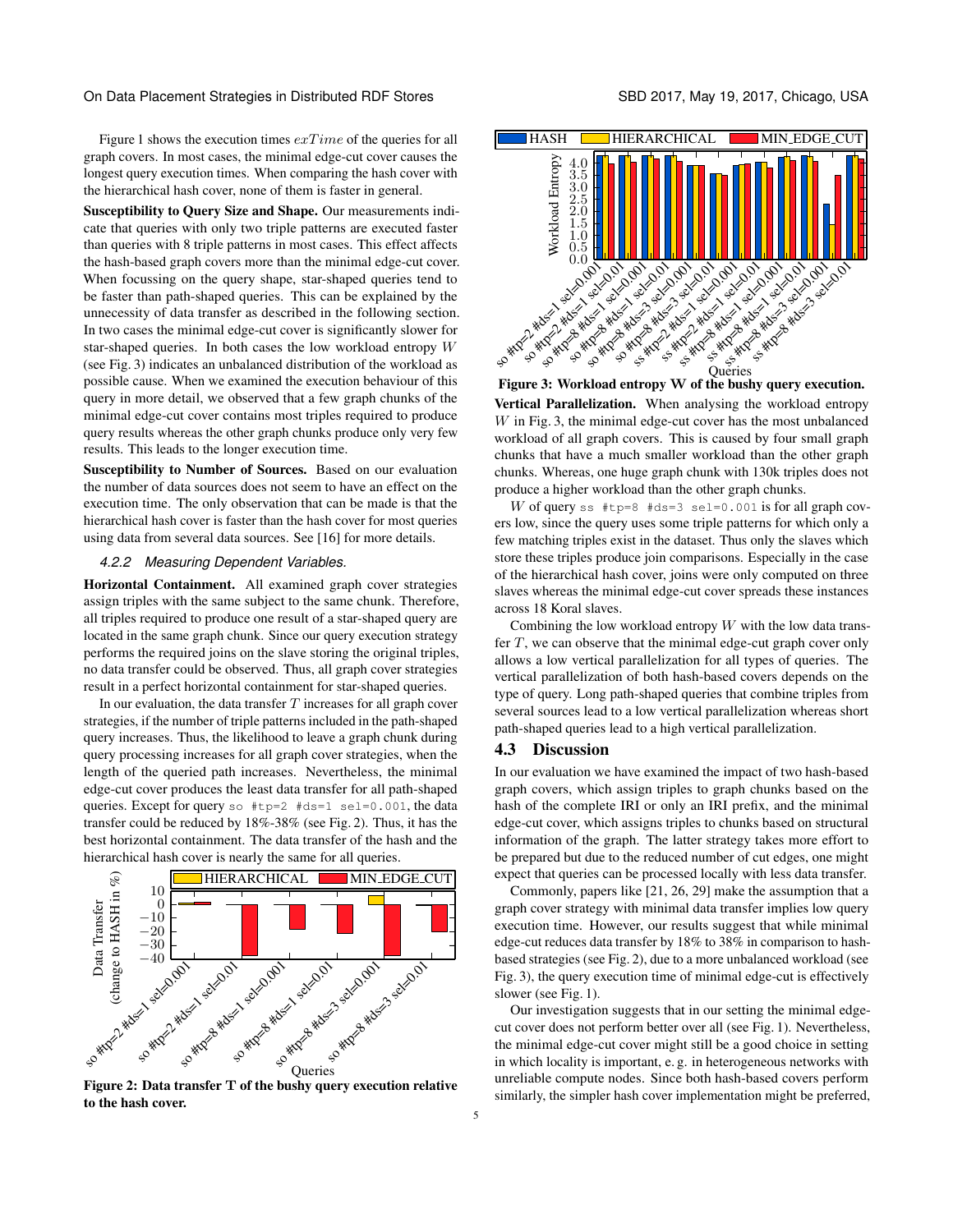Figure 1 shows the execution times $exTime$ of the queries for all graph covers. In most cases, the minimal edge-cut cover causes the longest query execution times. When comparing the hash cover with the hierarchical hash cover, none of them is faster in general.

**Susceptibility to Query Size and Shape.** Our measurements indicate that queries with only two triple patterns are executed faster than queries with 8 triple patterns in most cases. This effect affects the hash-based graph covers more than the minimal edge-cut cover. When focussing on the query shape, star-shaped queries tend to be faster than path-shaped queries. This can be explained by the unnecessity of data transfer as described in the following section. In two cases the minimal edge-cut cover is significantly slower for star-shaped queries. In both cases the low workload entropy $W$ (see Fig. 3) indicates an unbalanced distribution of the workload as possible cause. When we examined the execution behaviour of this query in more detail, we observed that a few graph chunks of the minimal edge-cut cover contains most triples required to produce query results whereas the other graph chunks produce only very few results. This leads to the longer execution time.

**Susceptibility to Number of Sources.** Based on our evaluation the number of data sources does not seem to have an effect on the execution time. The only observation that can be made is that the hierarchical hash cover is faster than the hash cover for most queries using data from several data sources. See [16] for more details.

#### 4.2.2 Measuring Dependent Variables.

**Horizontal Containment.** All examined graph cover strategies assign triples with the same subject to the same chunk. Therefore, all triples required to produce one result of a star-shaped query are located in the same graph chunk. Since our query execution strategy performs the required joins on the slave storing the original triples, no data transfer could be observed. Thus, all graph cover strategies result in a perfect horizontal containment for star-shaped queries.

In our evaluation, the data transfer $T$ increases for all graph cover strategies, if the number of triple patterns included in the path-shaped query increases. Thus, the likelihood to leave a graph chunk during query processing increases for all graph cover strategies, when the length of the queried path increases. Nevertheless, the minimal edge-cut cover produces the least data transfer for all path-shaped queries. Except for query `so #tp=2 #ds=1 sel=0.001`, the data transfer could be reduced by 18%-38% (see Fig. 2). Thus, it has the best horizontal containment. The data transfer of the hash and the hierarchical hash cover is nearly the same for all queries.

HIERARCHICAL
MIN_EDGE_CUT
Data Transfer (change to HASH in %)
10
0
−10
−20
−30
−40
so #tp=2 #ds=1 sel=0.001
so #tp=2 #ds=1 sel=0.01
so #tp=8 #ds=1 sel=0.001
so #tp=8 #ds=1 sel=0.01
so #tp=8 #ds=3 sel=0.001
so #tp=8 #ds=3 sel=0.01
Queries

**Figure 2: Data transfer T of the bushy query execution relative to the hash cover.**

HASH
HIERARCHICAL
MIN_EDGE_CUT
Workload Entropy
4.0
3.5
3.0
2.5
2.0
1.5
1.0
0.5
0.0
so #tp=2 #ds=1 sel=0.001
so #tp=2 #ds=1 sel=0.01
so #tp=8 #ds=1 sel=0.001
so #tp=8 #ds=1 sel=0.01
so #tp=8 #ds=3 sel=0.001
so #tp=8 #ds=3 sel=0.01
ss #tp=2 #ds=1 sel=0.001
ss #tp=2 #ds=1 sel=0.01
ss #tp=8 #ds=1 sel=0.001
ss #tp=8 #ds=1 sel=0.01
ss #tp=8 #ds=3 sel=0.001
ss #tp=8 #ds=3 sel=0.01
Queries

**Figure 3: Workload entropy W of the bushy query execution.**

**Vertical Parallelization.** When analysing the workload entropy $W$ in Fig. 3, the minimal edge-cut cover has the most unbalanced workload of all graph covers. This is caused by four small graph chunks that have a much smaller workload than the other graph chunks. Whereas, one huge graph chunk with 130k triples does not produce a higher workload than the other graph chunks.

$W$ of query `ss #tp=8 #ds=3 sel=0.001` is for all graph covers low, since the query uses some triple patterns for which only a few matching triples exist in the dataset. Thus only the slaves which store these triples produce join comparisons. Especially in the case of the hierarchical hash cover, joins were only computed on three slaves whereas the minimal edge-cut cover spreads these instances across 18 Koral slaves.

Combining the low workload entropy $W$ with the low data transfer $T$, we can observe that the minimal edge-cut graph cover only allows a low vertical parallelization for all types of queries. The vertical parallelization of both hash-based covers depends on the type of query. Long path-shaped queries that combine triples from several sources lead to a low vertical parallelization whereas short path-shaped queries lead to a high vertical parallelization.

### 4.3 Discussion

In our evaluation we have examined the impact of two hash-based graph covers, which assign triples to graph chunks based on the hash of the complete IRI or only an IRI prefix, and the minimal edge-cut cover, which assigns triples to chunks based on structural information of the graph. The latter strategy takes more effort to be prepared but due to the reduced number of cut edges, one might expect that queries can be processed locally with less data transfer.

Commonly, papers like [21, 26, 29] make the assumption that a graph cover strategy with minimal data transfer implies low query execution time. However, our results suggest that while minimal edge-cut reduces data transfer by 18% to 38% in comparison to hash-based strategies (see Fig. 2), due to a more unbalanced workload (see Fig. 3), the query execution time of minimal edge-cut is effectively slower (see Fig. 1).

Our investigation suggests that in our setting the minimal edge-cut cover does not perform better over all (see Fig. 1). Nevertheless, the minimal edge-cut cover might still be a good choice in setting in which locality is important, e. g. in heterogeneous networks with unreliable compute nodes. Since both hash-based covers perform similarly, the simpler hash cover implementation might be preferred,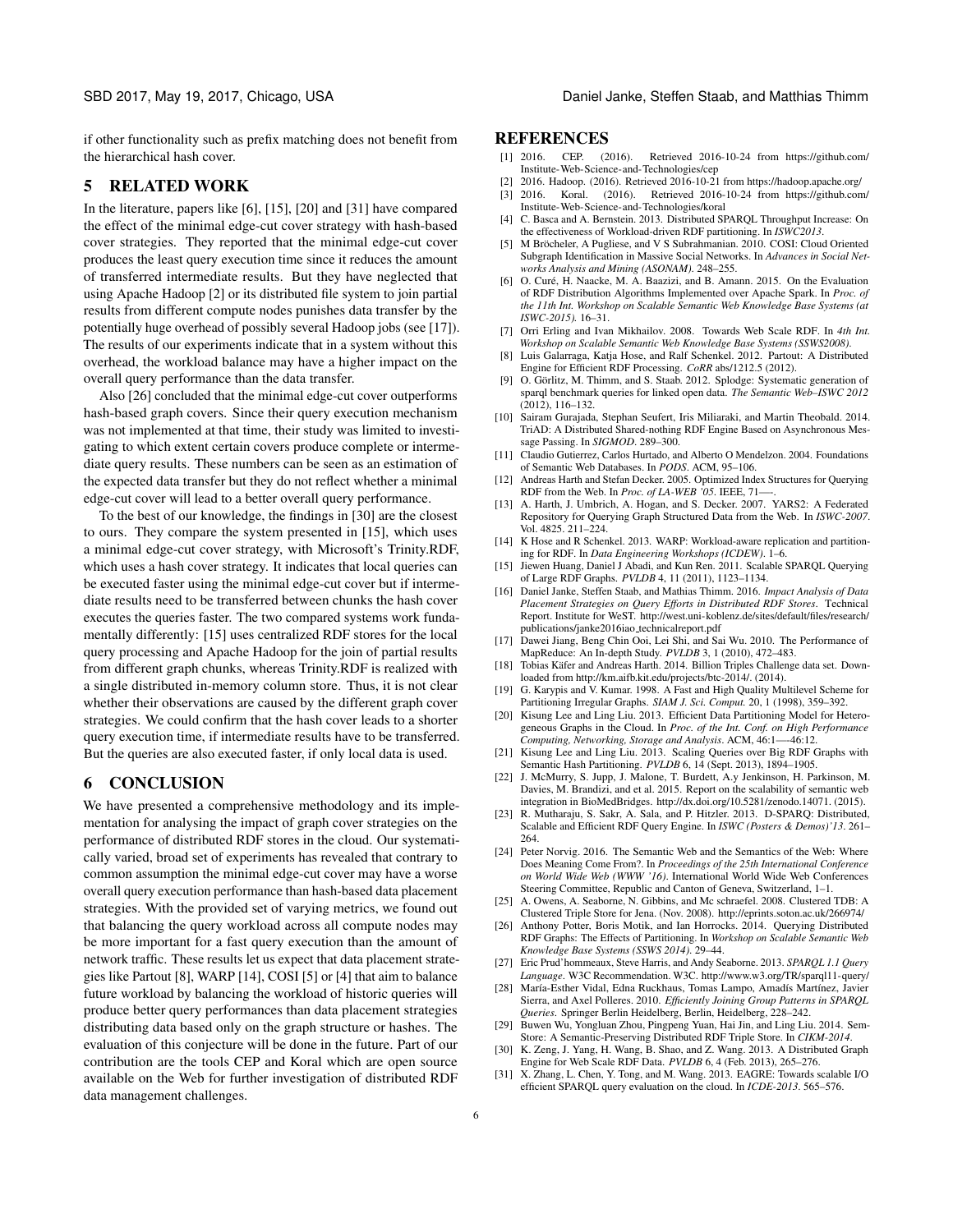if other functionality such as prefix matching does not benefit from the hierarchical hash cover.

## 5 RELATED WORK

In the literature, papers like [6], [15], [20] and [31] have compared the effect of the minimal edge-cut cover strategy with hash-based cover strategies. They reported that the minimal edge-cut cover produces the least query execution time since it reduces the amount of transferred intermediate results. But they have neglected that using Apache Hadoop [2] or its distributed file system to join partial results from different compute nodes punishes data transfer by the potentially huge overhead of possibly several Hadoop jobs (see [17]). The results of our experiments indicate that in a system without this overhead, the workload balance may have a higher impact on the overall query performance than the data transfer.

Also [26] concluded that the minimal edge-cut cover outperforms hash-based graph covers. Since their query execution mechanism was not implemented at that time, their study was limited to investigating to which extent certain covers produce complete or intermediate query results. These numbers can be seen as an estimation of the expected data transfer but they do not reflect whether a minimal edge-cut cover will lead to a better overall query performance.

To the best of our knowledge, the findings in [30] are the closest to ours. They compare the system presented in [15], which uses a minimal edge-cut cover strategy, with Microsoft's Trinity.RDF, which uses a hash cover strategy. It indicates that local queries can be executed faster using the minimal edge-cut cover but if intermediate results need to be transferred between chunks the hash cover executes the queries faster. The two compared systems work fundamentally differently: [15] uses centralized RDF stores for the local query processing and Apache Hadoop for the join of partial results from different graph chunks, whereas Trinity.RDF is realized with a single distributed in-memory column store. Thus, it is not clear whether their observations are caused by the different graph cover strategies. We could confirm that the hash cover leads to a shorter query execution time, if intermediate results have to be transferred. But the queries are also executed faster, if only local data is used.

## 6 CONCLUSION

We have presented a comprehensive methodology and its implementation for analysing the impact of graph cover strategies on the performance of distributed RDF stores in the cloud. Our systematically varied, broad set of experiments has revealed that contrary to common assumption the minimal edge-cut cover may have a worse overall query execution performance than hash-based data placement strategies. With the provided set of varying metrics, we found out that balancing the query workload across all compute nodes may be more important for a fast query execution than the amount of network traffic. These results let us expect that data placement strategies like Partout [8], WARP [14], COSI [5] or [4] that aim to balance future workload by balancing the workload of historic queries will produce better query performances than data placement strategies distributing data based only on the graph structure or hashes. The evaluation of this conjecture will be done in the future. Part of our contribution are the tools CEP and Koral which are open source available on the Web for further investigation of distributed RDF data management challenges.

## REFERENCES

- [1] 2016. CEP. (2016). Retrieved 2016-10-24 from https://github.com/Institute-Web-Science-and-Technologies/cep
- [2] 2016. Hadoop. (2016). Retrieved 2016-10-21 from https://hadoop.apache.org/
- [3] 2016. Koral. (2016). Retrieved 2016-10-24 from https://github.com/Institute-Web-Science-and-Technologies/koral
- [4] C. Basca and A. Bernstein. 2013. Distributed SPARQL Throughput Increase: On the effectiveness of Workload-driven RDF partitioning. In *ISWC2013*.
- [5] M Bröcheler, A Pugliese, and V S Subrahmanian. 2010. COSI: Cloud Oriented Subgraph Identification in Massive Social Networks. In *Advances in Social Networks Analysis and Mining (ASONAM)*. 248–255.
- [6] O. Curé, H. Naacke, M. A. Baazizi, and B. Amann. 2015. On the Evaluation of RDF Distribution Algorithms Implemented over Apache Spark. In *Proc. of the 11th Int. Workshop on Scalable Semantic Web Knowledge Base Systems (at ISWC-2015)*. 16–31.
- [7] Orri Erling and Ivan Mikhailov. 2008. Towards Web Scale RDF. In *4th Int. Workshop on Scalable Semantic Web Knowledge Base Systems (SSWS2008)*.
- [8] Luis Galarraga, Katja Hose, and Ralf Schenkel. 2012. Partout: A Distributed Engine for Efficient RDF Processing. *CoRR* abs/1212.5 (2012).
- [9] O. Görlitz, M. Thimm, and S. Staab. 2012. Splodge: Systematic generation of sparql benchmark queries for linked open data. *The Semantic Web–ISWC 2012* (2012), 116–132.
- [10] Sairam Gurajada, Stephan Seufert, Iris Miliaraki, and Martin Theobald. 2014. TriAD: A Distributed Shared-nothing RDF Engine Based on Asynchronous Message Passing. In *SIGMOD*. 289–300.
- [11] Claudio Gutierrez, Carlos Hurtado, and Alberto O Mendelzon. 2004. Foundations of Semantic Web Databases. In *PODS*. ACM, 95–106.
- [12] Andreas Harth and Stefan Decker. 2005. Optimized Index Structures for Querying RDF from the Web. In *Proc. of LA-WEB '05*. IEEE, 71––.
- [13] A. Harth, J. Umbrich, A. Hogan, and S. Decker. 2007. YARS2: A Federated Repository for Querying Graph Structured Data from the Web. In *ISWC-2007*. Vol. 4825. 211–224.
- [14] K Hose and R Schenkel. 2013. WARP: Workload-aware replication and partitioning for RDF. In *Data Engineering Workshops (ICDEW)*. 1–6.
- [15] Jiewen Huang, Daniel J Abadi, and Kun Ren. 2011. Scalable SPARQL Querying of Large RDF Graphs. *PVLDB* 4, 11 (2011), 1123–1134.
- [16] Daniel Janke, Steffen Staab, and Mathias Thimm. 2016. *Impact Analysis of Data Placement Strategies on Query Efforts in Distributed RDF Stores*. Technical Report. Institute for WeST. http://west.uni-koblenz.de/sites/default/files/research/publications/janke2016iao_technicalreport.pdf
- [17] Dawei Jiang, Beng Chin Ooi, Lei Shi, and Sai Wu. 2010. The Performance of MapReduce: An In-depth Study. *PVLDB* 3, 1 (2010), 472–483.
- [18] Tobias Käfer and Andreas Harth. 2014. Billion Triples Challenge data set. Downloaded from http://km.aifb.kit.edu/projects/btc-2014/. (2014).
- [19] G. Karypis and V. Kumar. 1998. A Fast and High Quality Multilevel Scheme for Partitioning Irregular Graphs. *SIAM J. Sci. Comput.* 20, 1 (1998), 359–392.
- [20] Kisung Lee and Ling Liu. 2013. Efficient Data Partitioning Model for Heterogeneous Graphs in the Cloud. In *Proc. of the Int. Conf. on High Performance Computing, Networking, Storage and Analysis*. ACM, 46:1—-46:12.
- [21] Kisung Lee and Ling Liu. 2013. Scaling Queries over Big RDF Graphs with Semantic Hash Partitioning. *PVLDB* 6, 14 (Sept. 2013), 1894–1905.
- [22] J. McMurry, S. Jupp, J. Malone, T. Burdett, A.y Jenkinson, H. Parkinson, M. Davies, M. Brandizi, and et al. 2015. Report on the scalability of semantic web integration in BioMedBridges. http://dx.doi.org/10.5281/zenodo.14071. (2015).
- [23] R. Mutharaju, S. Sakr, A. Sala, and P. Hitzler. 2013. D-SPARQ: Distributed, Scalable and Efficient RDF Query Engine. In *ISWC (Posters & Demos)'13*. 261–264.
- [24] Peter Norvig. 2016. The Semantic Web and the Semantics of the Web: Where Does Meaning Come From?. In *Proceedings of the 25th International Conference on World Wide Web (WWW '16)*. International World Wide Web Conferences Steering Committee, Republic and Canton of Geneva, Switzerland, 1–1.
- [25] A. Owens, A. Seaborne, N. Gibbins, and Mc schraefel. 2008. Clustered TDB: A Clustered Triple Store for Jena. (Nov. 2008). http://eprints.soton.ac.uk/266974/
- [26] Anthony Potter, Boris Motik, and Ian Horrocks. 2014. Querying Distributed RDF Graphs: The Effects of Partitioning. In *Workshop on Scalable Semantic Web Knowledge Base Systems (SSWS 2014)*. 29–44.
- [27] Eric Prud'hommeaux, Steve Harris, and Andy Seaborne. 2013. *SPARQL 1.1 Query Language*. W3C Recommendation. W3C. http://www.w3.org/TR/sparql11-query/
- [28] María-Esther Vidal, Edna Ruckhaus, Tomas Lampo, Amadís Martínez, Javier Sierra, and Axel Polleres. 2010. *Efficiently Joining Group Patterns in SPARQL Queries*. Springer Berlin Heidelberg, Berlin, Heidelberg, 228–242.
- [29] Buwen Wu, Yongluan Zhou, Pingpeng Yuan, Hai Jin, and Ling Liu. 2014. SemStore: A Semantic-Preserving Distributed RDF Triple Store. In *CIKM-2014*.
- [30] K. Zeng, J. Yang, H. Wang, B. Shao, and Z. Wang. 2013. A Distributed Graph Engine for Web Scale RDF Data. *PVLDB* 6, 4 (Feb. 2013), 265–276.
- [31] X. Zhang, L. Chen, Y. Tong, and M. Wang. 2013. EAGRE: Towards scalable I/O efficient SPARQL query evaluation on the cloud. In *ICDE-2013*. 565–576.